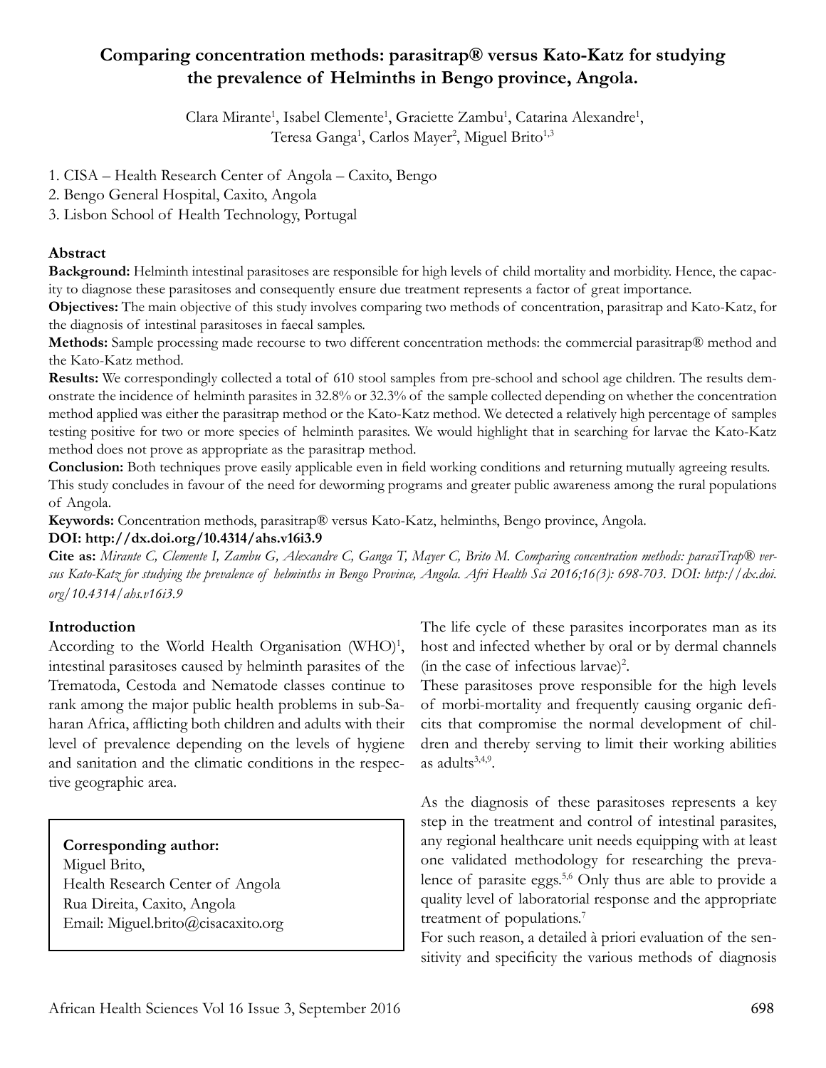# Comparing concentration methods: parasitrap® versus Kato-Katz for studying the prevalence of Helminths in Bengo province, Angola.

Clara Mirante[1], Isabel Clemente[1], Graciette Zambu[1], Catarina Alexandre[1], Teresa Ganga[1], Carlos Mayer[2], Miguel Brito[1,3]

1. CISA – Health Research Center of Angola – Caxito, Bengo
2. Bengo General Hospital, Caxito, Angola
3. Lisbon School of Health Technology, Portugal

## Abstract

**Background:** Helminth intestinal parasitoses are responsible for high levels of child mortality and morbidity. Hence, the capacity to diagnose these parasitoses and consequently ensure due treatment represents a factor of great importance.

**Objectives:** The main objective of this study involves comparing two methods of concentration, parasitrap and Kato-Katz, for the diagnosis of intestinal parasitoses in faecal samples.

**Methods:** Sample processing made recourse to two different concentration methods: the commercial parasitrap® method and the Kato-Katz method.

**Results:** We correspondingly collected a total of 610 stool samples from pre-school and school age children. The results demonstrate the incidence of helminth parasites in 32.8% or 32.3% of the sample collected depending on whether the concentration method applied was either the parasitrap method or the Kato-Katz method. We detected a relatively high percentage of samples testing positive for two or more species of helminth parasites. We would highlight that in searching for larvae the Kato-Katz method does not prove as appropriate as the parasitrap method.

**Conclusion:** Both techniques prove easily applicable even in field working conditions and returning mutually agreeing results. This study concludes in favour of the need for deworming programs and greater public awareness among the rural populations of Angola.

**Keywords:** Concentration methods, parasitrap® versus Kato-Katz, helminths, Bengo province, Angola.

**DOI: http://dx.doi.org/10.4314/ahs.v16i3.9**

**Cite as:** *Mirante C, Clemente I, Zambu G, Alexandre C, Ganga T, Mayer C, Brito M. Comparing concentration methods: parasiTrap® versus Kato-Katz for studying the prevalence of helminths in Bengo Province, Angola. Afri Health Sci 2016;16(3): 698-703. DOI: http://dx.doi.org/10.4314/ahs.v16i3.9*

## Introduction

According to the World Health Organisation (WHO)[1], intestinal parasitoses caused by helminth parasites of the Trematoda, Cestoda and Nematode classes continue to rank among the major public health problems in sub-Saharan Africa, afflicting both children and adults with their level of prevalence depending on the levels of hygiene and sanitation and the climatic conditions in the respective geographic area.

**Corresponding author:**
Miguel Brito,
Health Research Center of Angola
Rua Direita, Caxito, Angola
Email: Miguel.brito@cisacaxito.org

The life cycle of these parasites incorporates man as its host and infected whether by oral or by dermal channels (in the case of infectious larvae)[2].

These parasitoses prove responsible for the high levels of morbi-mortality and frequently causing organic deficits that compromise the normal development of children and thereby serving to limit their working abilities as adults[3,4,9].

As the diagnosis of these parasitoses represents a key step in the treatment and control of intestinal parasites, any regional healthcare unit needs equipping with at least one validated methodology for researching the prevalence of parasite eggs.[5,6] Only thus are able to provide a quality level of laboratorial response and the appropriate treatment of populations.[7]

For such reason, a detailed à priori evaluation of the sensitivity and specificity the various methods of diagnosis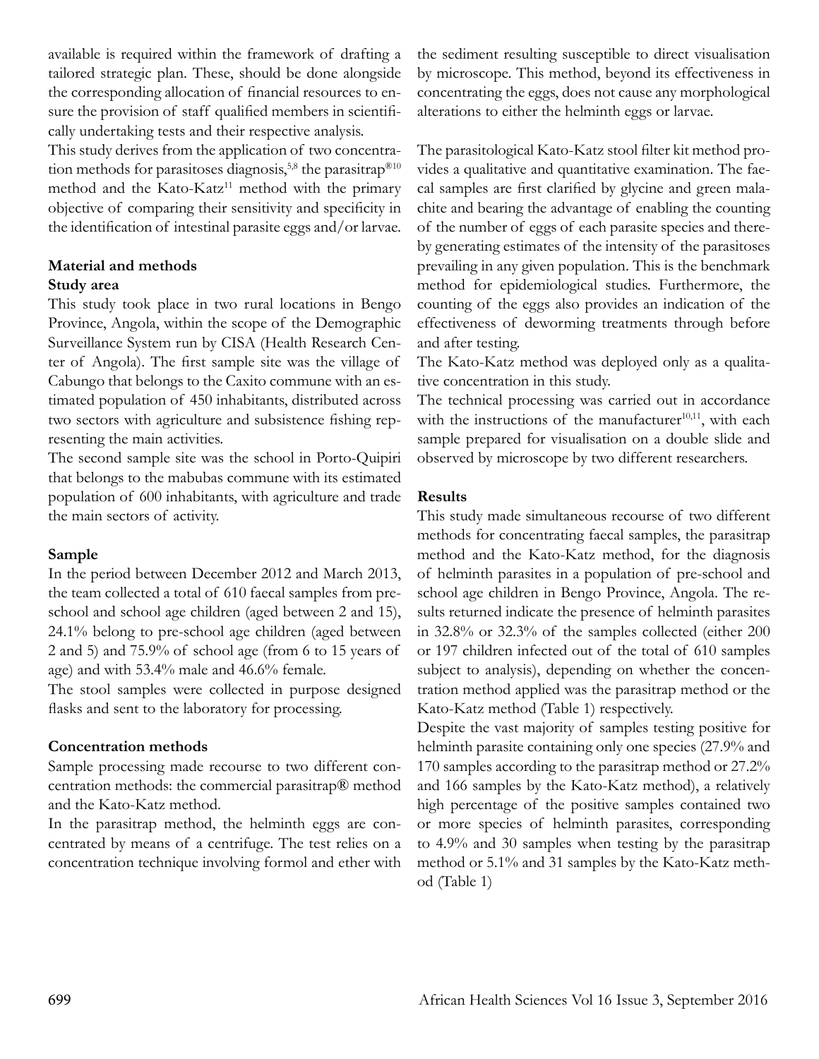available is required within the framework of drafting a tailored strategic plan. These, should be done alongside the corresponding allocation of financial resources to ensure the provision of staff qualified members in scientifically undertaking tests and their respective analysis.
This study derives from the application of two concentration methods for parasitoses diagnosis,[5,8] the parasitrap®[10] method and the Kato-Katz[11] method with the primary objective of comparing their sensitivity and specificity in the identification of intestinal parasite eggs and/or larvae.

## Material and methods

### Study area

This study took place in two rural locations in Bengo Province, Angola, within the scope of the Demographic Surveillance System run by CISA (Health Research Center of Angola). The first sample site was the village of Cabungo that belongs to the Caxito commune with an estimated population of 450 inhabitants, distributed across two sectors with agriculture and subsistence fishing representing the main activities.
The second sample site was the school in Porto-Quipiri that belongs to the mabubas commune with its estimated population of 600 inhabitants, with agriculture and trade the main sectors of activity.

### Sample

In the period between December 2012 and March 2013, the team collected a total of 610 faecal samples from preschool and school age children (aged between 2 and 15), 24.1% belong to pre-school age children (aged between 2 and 5) and 75.9% of school age (from 6 to 15 years of age) and with 53.4% male and 46.6% female.
The stool samples were collected in purpose designed flasks and sent to the laboratory for processing.

### Concentration methods

Sample processing made recourse to two different concentration methods: the commercial parasitrap® method and the Kato-Katz method.
In the parasitrap method, the helminth eggs are concentrated by means of a centrifuge. The test relies on a concentration technique involving formol and ether with the sediment resulting susceptible to direct visualisation by microscope. This method, beyond its effectiveness in concentrating the eggs, does not cause any morphological alterations to either the helminth eggs or larvae.

The parasitological Kato-Katz stool filter kit method provides a qualitative and quantitative examination. The faecal samples are first clarified by glycine and green malachite and bearing the advantage of enabling the counting of the number of eggs of each parasite species and thereby generating estimates of the intensity of the parasitoses prevailing in any given population. This is the benchmark method for epidemiological studies. Furthermore, the counting of the eggs also provides an indication of the effectiveness of deworming treatments through before and after testing.
The Kato-Katz method was deployed only as a qualitative concentration in this study.
The technical processing was carried out in accordance with the instructions of the manufacturer[10,11], with each sample prepared for visualisation on a double slide and observed by microscope by two different researchers.

## Results

This study made simultaneous recourse of two different methods for concentrating faecal samples, the parasitrap method and the Kato-Katz method, for the diagnosis of helminth parasites in a population of pre-school and school age children in Bengo Province, Angola. The results returned indicate the presence of helminth parasites in 32.8% or 32.3% of the samples collected (either 200 or 197 children infected out of the total of 610 samples subject to analysis), depending on whether the concentration method applied was the parasitrap method or the Kato-Katz method (Table 1) respectively.
Despite the vast majority of samples testing positive for helminth parasite containing only one species (27.9% and 170 samples according to the parasitrap method or 27.2% and 166 samples by the Kato-Katz method), a relatively high percentage of the positive samples contained two or more species of helminth parasites, corresponding to 4.9% and 30 samples when testing by the parasitrap method or 5.1% and 31 samples by the Kato-Katz method (Table 1)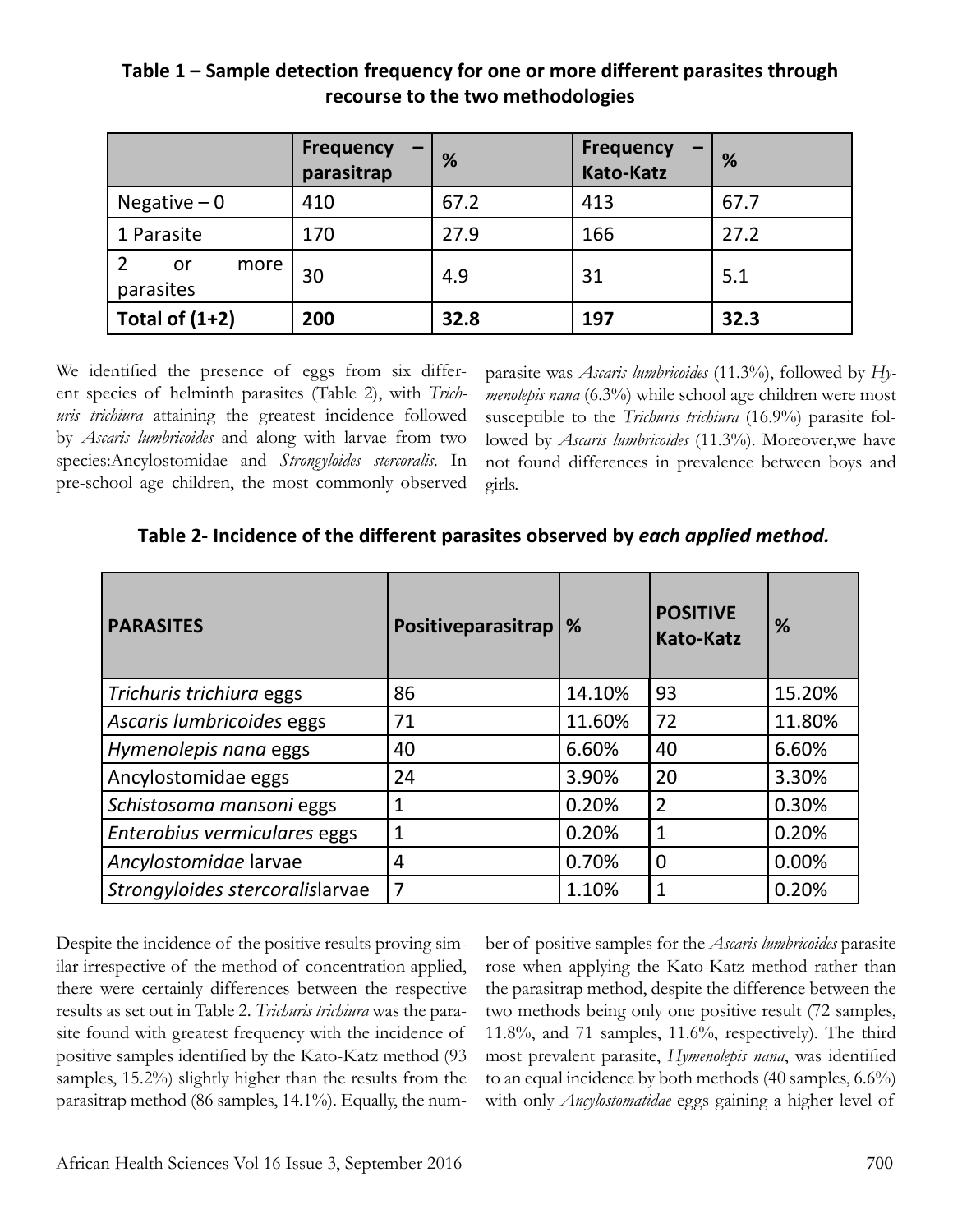**Table 1 – Sample detection frequency for one or more different parasites through recourse to the two methodologies**

| | Frequency – parasitrap | % | Frequency – Kato-Katz | % |
|---|---|---|---|---|
| Negative – 0 | 410 | 67.2 | 413 | 67.7 |
| 1 Parasite | 170 | 27.9 | 166 | 27.2 |
| 2 or more parasites | 30 | 4.9 | 31 | 5.1 |
| **Total of (1+2)** | **200** | **32.8** | **197** | **32.3** |

We identified the presence of eggs from six different species of helminth parasites (Table 2), with *Trichuris trichiura* attaining the greatest incidence followed by *Ascaris lumbricoides* and along with larvae from two species:Ancylostomidae and *Strongyloides stercoralis*. In pre-school age children, the most commonly observed parasite was *Ascaris lumbricoides* (11.3%), followed by *Hymenolepis nana* (6.3%) while school age children were most susceptible to the *Trichuris trichiura* (16.9%) parasite followed by *Ascaris lumbricoides* (11.3%). Moreover,we have not found differences in prevalence between boys and girls.

**Table 2- Incidence of the different parasites observed by *each applied method.***

| PARASITES | Positiveparasitrap | % | POSITIVE Kato-Katz | % |
|---|---|---|---|---|
| *Trichuris trichiura* eggs | 86 | 14.10% | 93 | 15.20% |
| *Ascaris lumbricoides* eggs | 71 | 11.60% | 72 | 11.80% |
| *Hymenolepis nana* eggs | 40 | 6.60% | 40 | 6.60% |
| Ancylostomidae eggs | 24 | 3.90% | 20 | 3.30% |
| *Schistosoma mansoni* eggs | 1 | 0.20% | 2 | 0.30% |
| *Enterobius vermiculares* eggs | 1 | 0.20% | 1 | 0.20% |
| *Ancylostomidae* larvae | 4 | 0.70% | 0 | 0.00% |
| *Strongyloides stercoralis*larvae | 7 | 1.10% | 1 | 0.20% |

Despite the incidence of the positive results proving similar irrespective of the method of concentration applied, there were certainly differences between the respective results as set out in Table 2. *Trichuris trichiura* was the parasite found with greatest frequency with the incidence of positive samples identified by the Kato-Katz method (93 samples, 15.2%) slightly higher than the results from the parasitrap method (86 samples, 14.1%). Equally, the number of positive samples for the *Ascaris lumbricoides* parasite rose when applying the Kato-Katz method rather than the parasitrap method, despite the difference between the two methods being only one positive result (72 samples, 11.8%, and 71 samples, 11.6%, respectively). The third most prevalent parasite, *Hymenolepis nana*, was identified to an equal incidence by both methods (40 samples, 6.6%) with only *Ancylostomatidae* eggs gaining a higher level of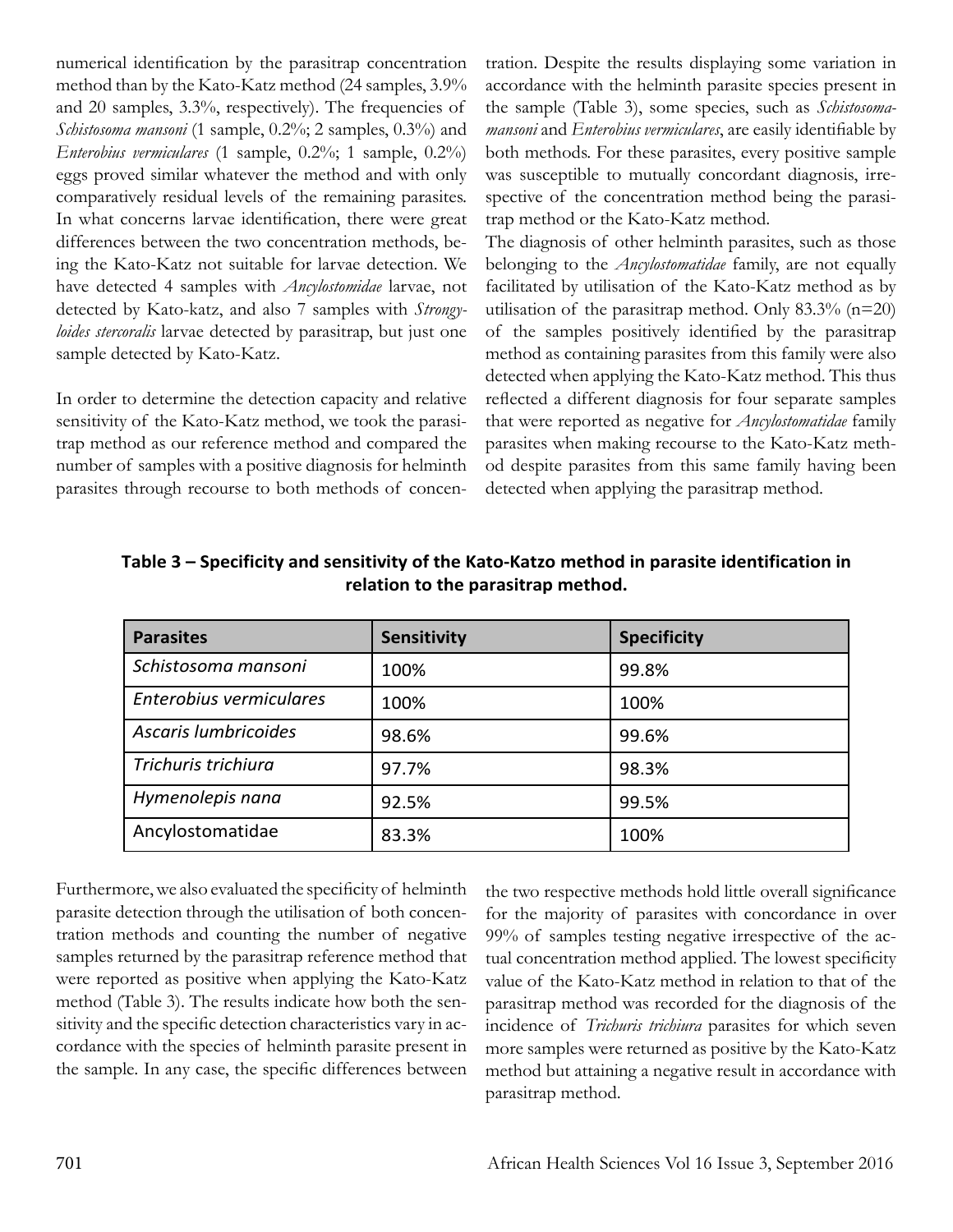numerical identification by the parasitrap concentration method than by the Kato-Katz method (24 samples, 3.9% and 20 samples, 3.3%, respectively). The frequencies of *Schistosoma mansoni* (1 sample, 0.2%; 2 samples, 0.3%) and *Enterobius vermiculares* (1 sample, 0.2%; 1 sample, 0.2%) eggs proved similar whatever the method and with only comparatively residual levels of the remaining parasites. In what concerns larvae identification, there were great differences between the two concentration methods, being the Kato-Katz not suitable for larvae detection. We have detected 4 samples with *Ancylostomidae* larvae, not detected by Kato-katz, and also 7 samples with *Strongyloides stercoralis* larvae detected by parasitrap, but just one sample detected by Kato-Katz.

In order to determine the detection capacity and relative sensitivity of the Kato-Katz method, we took the parasitrap method as our reference method and compared the number of samples with a positive diagnosis for helminth parasites through recourse to both methods of concentration. Despite the results displaying some variation in accordance with the helminth parasite species present in the sample (Table 3), some species, such as *Schistosoma mansoni* and *Enterobius vermiculares*, are easily identifiable by both methods. For these parasites, every positive sample was susceptible to mutually concordant diagnosis, irrespective of the concentration method being the parasitrap method or the Kato-Katz method.

The diagnosis of other helminth parasites, such as those belonging to the *Ancylostomatidae* family, are not equally facilitated by utilisation of the Kato-Katz method as by utilisation of the parasitrap method. Only 83.3% (n=20) of the samples positively identified by the parasitrap method as containing parasites from this family were also detected when applying the Kato-Katz method. This thus reflected a different diagnosis for four separate samples that were reported as negative for *Ancylostomatidae* family parasites when making recourse to the Kato-Katz method despite parasites from this same family having been detected when applying the parasitrap method.

**Table 3 – Specificity and sensitivity of the Kato-Katzo method in parasite identification in relation to the parasitrap method.**

| Parasites | Sensitivity | Specificity |
|---|---|---|
| *Schistosoma mansoni* | 100% | 99.8% |
| *Enterobius vermiculares* | 100% | 100% |
| *Ascaris lumbricoides* | 98.6% | 99.6% |
| *Trichuris trichiura* | 97.7% | 98.3% |
| *Hymenolepis nana* | 92.5% | 99.5% |
| Ancylostomatidae | 83.3% | 100% |

Furthermore, we also evaluated the specificity of helminth parasite detection through the utilisation of both concentration methods and counting the number of negative samples returned by the parasitrap reference method that were reported as positive when applying the Kato-Katz method (Table 3). The results indicate how both the sensitivity and the specific detection characteristics vary in accordance with the species of helminth parasite present in the sample. In any case, the specific differences between the two respective methods hold little overall significance for the majority of parasites with concordance in over 99% of samples testing negative irrespective of the actual concentration method applied. The lowest specificity value of the Kato-Katz method in relation to that of the parasitrap method was recorded for the diagnosis of the incidence of *Trichuris trichiura* parasites for which seven more samples were returned as positive by the Kato-Katz method but attaining a negative result in accordance with parasitrap method.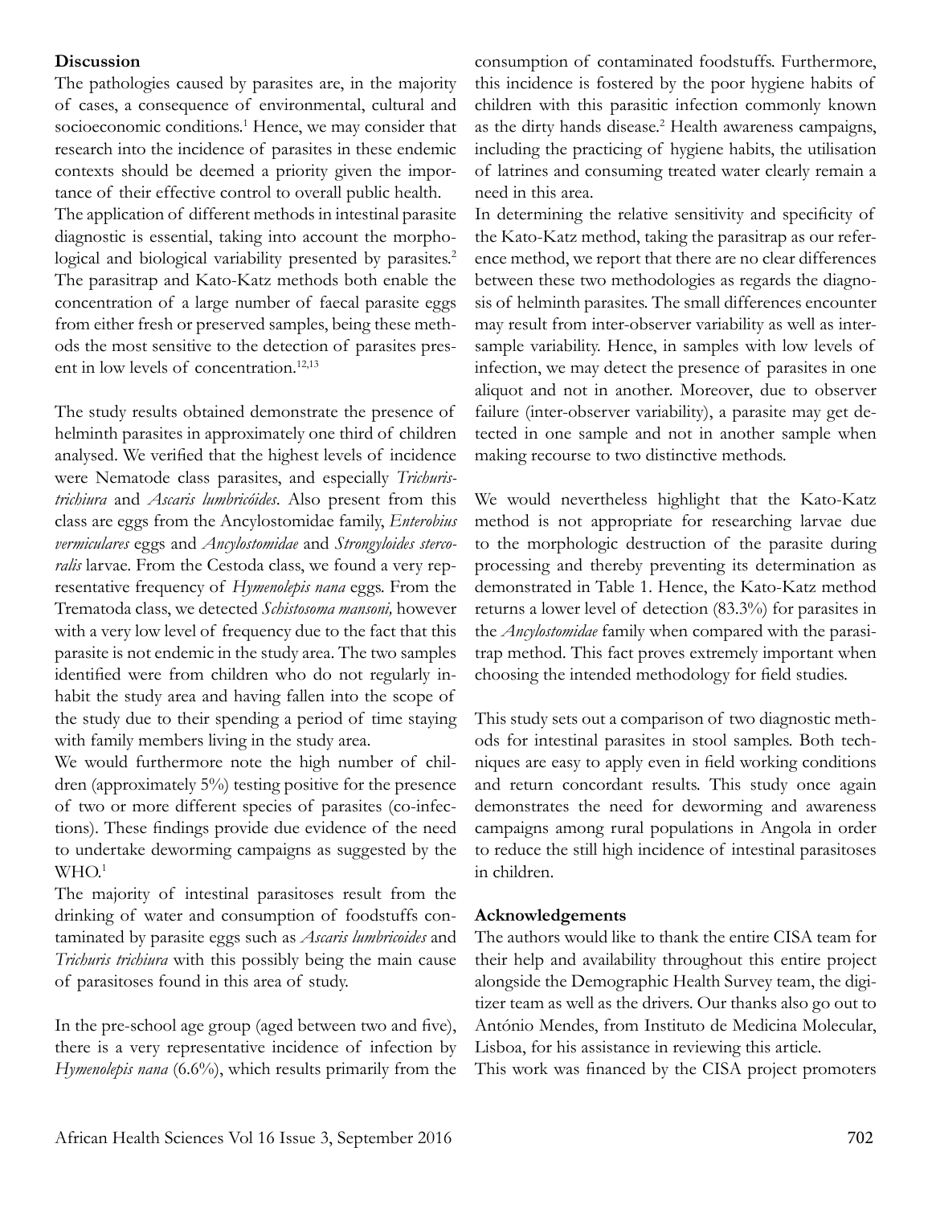## Discussion

The pathologies caused by parasites are, in the majority of cases, a consequence of environmental, cultural and socioeconomic conditions.[1] Hence, we may consider that research into the incidence of parasites in these endemic contexts should be deemed a priority given the importance of their effective control to overall public health.

The application of different methods in intestinal parasite diagnostic is essential, taking into account the morphological and biological variability presented by parasites.[2] The parasitrap and Kato-Katz methods both enable the concentration of a large number of faecal parasite eggs from either fresh or preserved samples, being these methods the most sensitive to the detection of parasites present in low levels of concentration.[12,13]

The study results obtained demonstrate the presence of helminth parasites in approximately one third of children analysed. We verified that the highest levels of incidence were Nematode class parasites, and especially *Trichuristrichiura* and *Ascaris lumbricóides*. Also present from this class are eggs from the Ancylostomidae family, *Enterobius vermiculares* eggs and *Ancylostomidae* and *Strongyloides stercoralis* larvae. From the Cestoda class, we found a very representative frequency of *Hymenolepis nana* eggs. From the Trematoda class, we detected *Schistosoma mansoni,* however with a very low level of frequency due to the fact that this parasite is not endemic in the study area. The two samples identified were from children who do not regularly inhabit the study area and having fallen into the scope of the study due to their spending a period of time staying with family members living in the study area.

We would furthermore note the high number of children (approximately 5%) testing positive for the presence of two or more different species of parasites (co-infections). These findings provide due evidence of the need to undertake deworming campaigns as suggested by the WHO.[1]

The majority of intestinal parasitoses result from the drinking of water and consumption of foodstuffs contaminated by parasite eggs such as *Ascaris lumbricoides* and *Trichuris trichiura* with this possibly being the main cause of parasitoses found in this area of study.

In the pre-school age group (aged between two and five), there is a very representative incidence of infection by *Hymenolepis nana* (6.6%), which results primarily from the consumption of contaminated foodstuffs. Furthermore, this incidence is fostered by the poor hygiene habits of children with this parasitic infection commonly known as the dirty hands disease.[2] Health awareness campaigns, including the practicing of hygiene habits, the utilisation of latrines and consuming treated water clearly remain a need in this area.

In determining the relative sensitivity and specificity of the Kato-Katz method, taking the parasitrap as our reference method, we report that there are no clear differences between these two methodologies as regards the diagnosis of helminth parasites. The small differences encounter may result from inter-observer variability as well as inter-sample variability. Hence, in samples with low levels of infection, we may detect the presence of parasites in one aliquot and not in another. Moreover, due to observer failure (inter-observer variability), a parasite may get detected in one sample and not in another sample when making recourse to two distinctive methods.

We would nevertheless highlight that the Kato-Katz method is not appropriate for researching larvae due to the morphologic destruction of the parasite during processing and thereby preventing its determination as demonstrated in Table 1. Hence, the Kato-Katz method returns a lower level of detection (83.3%) for parasites in the *Ancylostomidae* family when compared with the parasitrap method. This fact proves extremely important when choosing the intended methodology for field studies.

This study sets out a comparison of two diagnostic methods for intestinal parasites in stool samples. Both techniques are easy to apply even in field working conditions and return concordant results. This study once again demonstrates the need for deworming and awareness campaigns among rural populations in Angola in order to reduce the still high incidence of intestinal parasitoses in children.

## Acknowledgements

The authors would like to thank the entire CISA team for their help and availability throughout this entire project alongside the Demographic Health Survey team, the digitizer team as well as the drivers. Our thanks also go out to António Mendes, from Instituto de Medicina Molecular, Lisboa, for his assistance in reviewing this article.

This work was financed by the CISA project promoters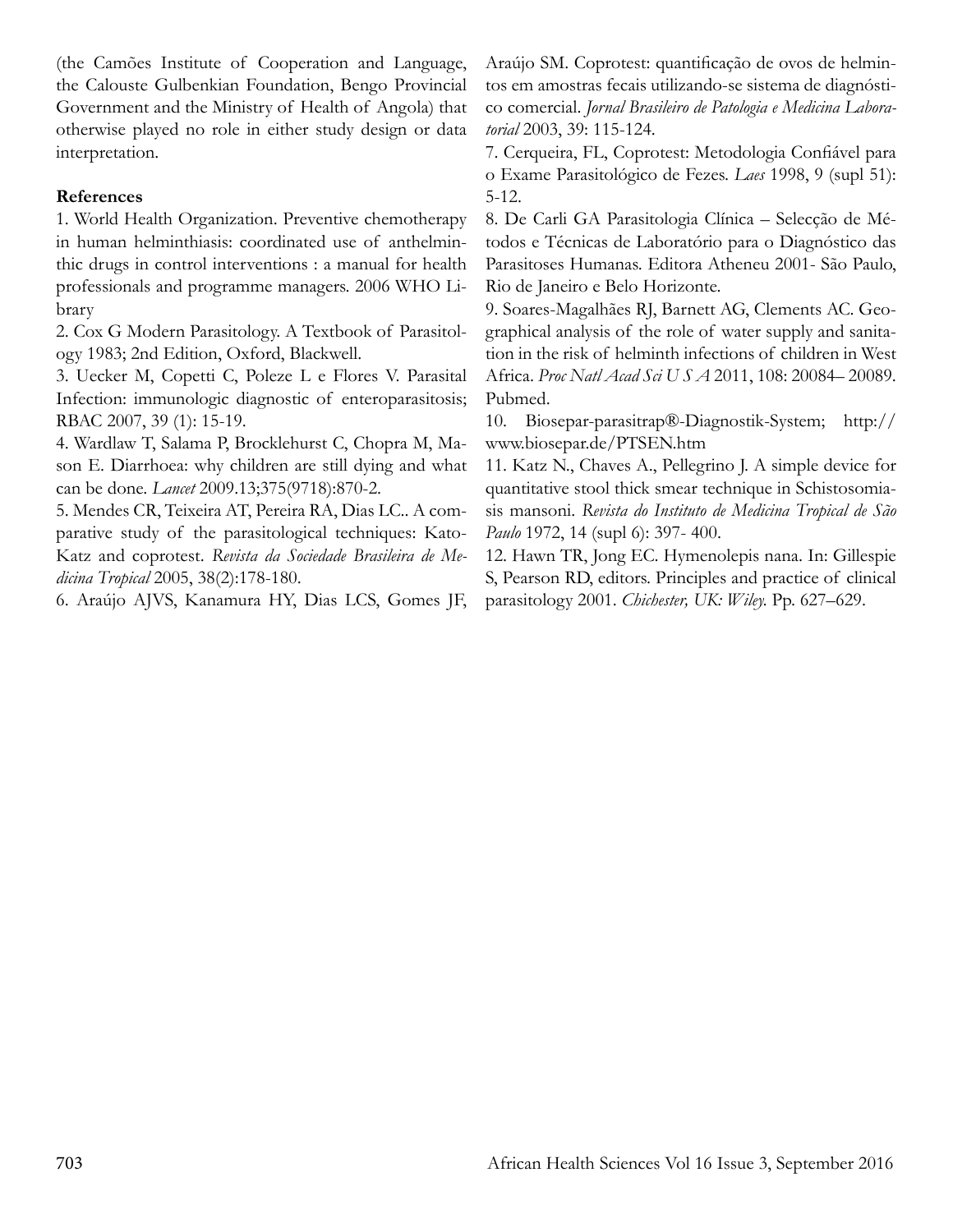(the Camões Institute of Cooperation and Language, the Calouste Gulbenkian Foundation, Bengo Provincial Government and the Ministry of Health of Angola) that otherwise played no role in either study design or data interpretation.

**References**

1. World Health Organization. Preventive chemotherapy in human helminthiasis: coordinated use of anthelminthic drugs in control interventions : a manual for health professionals and programme managers. 2006 WHO Library

2. Cox G Modern Parasitology. A Textbook of Parasitology 1983; 2nd Edition, Oxford, Blackwell.

3. Uecker M, Copetti C, Poleze L e Flores V. Parasital Infection: immunologic diagnostic of enteroparasitosis; RBAC 2007, 39 (1): 15-19.

4. Wardlaw T, Salama P, Brocklehurst C, Chopra M, Mason E. Diarrhoea: why children are still dying and what can be done. *Lancet* 2009.13;375(9718):870-2.

5. Mendes CR, Teixeira AT, Pereira RA, Dias LC.. A comparative study of the parasitological techniques: Kato-Katz and coprotest. *Revista da Sociedade Brasileira de Medicina Tropical* 2005, 38(2):178-180.

6. Araújo AJVS, Kanamura HY, Dias LCS, Gomes JF, Araújo SM. Coprotest: quantificação de ovos de helmintos em amostras fecais utilizando-se sistema de diagnóstico comercial. *Jornal Brasileiro de Patologia e Medicina Laboratorial* 2003, 39: 115-124.

7. Cerqueira, FL, Coprotest: Metodologia Confiável para o Exame Parasitológico de Fezes. *Laes* 1998, 9 (supl 51): 5-12.

8. De Carli GA Parasitologia Clínica – Selecção de Métodos e Técnicas de Laboratório para o Diagnóstico das Parasitoses Humanas. Editora Atheneu 2001- São Paulo, Rio de Janeiro e Belo Horizonte.

9. Soares-Magalhães RJ, Barnett AG, Clements AC. Geographical analysis of the role of water supply and sanitation in the risk of helminth infections of children in West Africa. *Proc Natl Acad Sci U S A* 2011, 108: 20084– 20089. Pubmed.

10. Biosepar-parasitrap®-Diagnostik-System; http://www.biosepar.de/PTSEN.htm

11. Katz N., Chaves A., Pellegrino J. A simple device for quantitative stool thick smear technique in Schistosomiasis mansoni. *Revista do Instituto de Medicina Tropical de São Paulo* 1972, 14 (supl 6): 397- 400.

12. Hawn TR, Jong EC. Hymenolepis nana. In: Gillespie S, Pearson RD, editors. Principles and practice of clinical parasitology 2001. *Chichester, UK: Wiley.* Pp. 627–629.